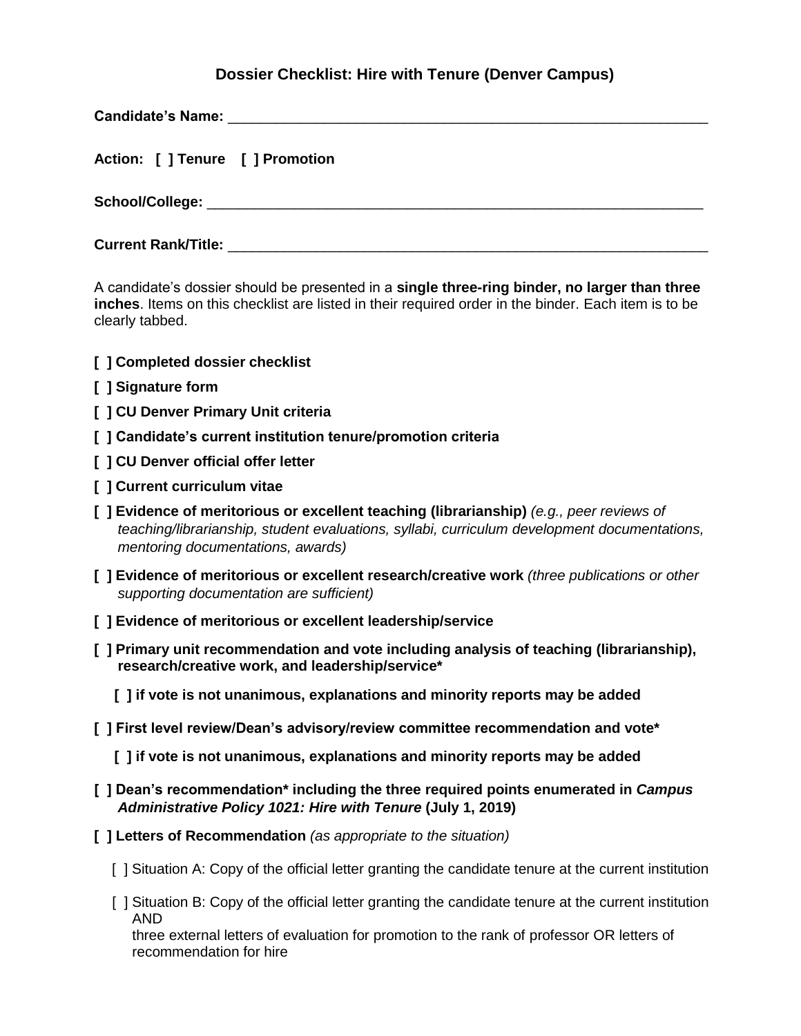# Dossier Checklist: Hire with Tenure (Denver Campus)

**Candidate's Name:** ______________________________________________________________

**Action: [ ] Tenure [ ] Promotion**

**School/College:** ______________________________________________________________

**Current Rank/Title:** ______________________________________________________________

A candidate's dossier should be presented in a **single three-ring binder, no larger than three inches**. Items on this checklist are listed in their required order in the binder. Each item is to be clearly tabbed.

- **[ ] Completed dossier checklist**
- **[ ] Signature form**
- **[ ] CU Denver Primary Unit criteria**
- **[ ] Candidate's current institution tenure/promotion criteria**
- **[ ] CU Denver official offer letter**
- **[ ] Current curriculum vitae**
- **[ ] Evidence of meritorious or excellent teaching (librarianship)** *(e.g., peer reviews of teaching/librarianship, student evaluations, syllabi, curriculum development documentations, mentoring documentations, awards)*
- **[ ] Evidence of meritorious or excellent research/creative work** *(three publications or other supporting documentation are sufficient)*
- **[ ] Evidence of meritorious or excellent leadership/service**
- **[ ] Primary unit recommendation and vote including analysis of teaching (librarianship), research/creative work, and leadership/service***
  - **[ ] if vote is not unanimous, explanations and minority reports may be added**
- **[ ] First level review/Dean's advisory/review committee recommendation and vote***
  - **[ ] if vote is not unanimous, explanations and minority reports may be added**
- **[ ] Dean's recommendation* including the three required points enumerated in *Campus Administrative Policy 1021: Hire with Tenure* (July 1, 2019)**
- **[ ] Letters of Recommendation** *(as appropriate to the situation)*
  - [ ] Situation A: Copy of the official letter granting the candidate tenure at the current institution
  - [ ] Situation B: Copy of the official letter granting the candidate tenure at the current institution AND
    three external letters of evaluation for promotion to the rank of professor OR letters of recommendation for hire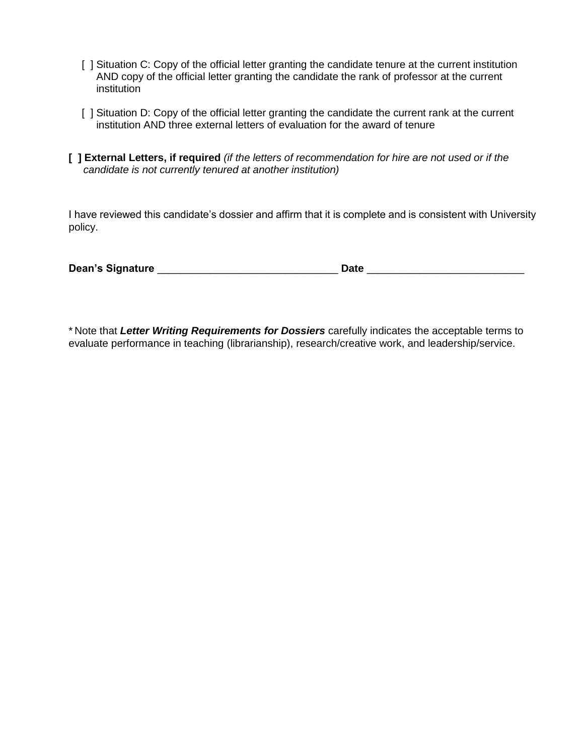[ ] Situation C: Copy of the official letter granting the candidate tenure at the current institution AND copy of the official letter granting the candidate the rank of professor at the current institution

[ ] Situation D: Copy of the official letter granting the candidate the current rank at the current institution AND three external letters of evaluation for the award of tenure

**[ ] External Letters, if required** *(if the letters of recommendation for hire are not used or if the candidate is not currently tenured at another institution)*

I have reviewed this candidate's dossier and affirm that it is complete and is consistent with University policy.

**Dean's Signature** _______________________________ **Date** ___________________________

* Note that ***Letter Writing Requirements for Dossiers*** carefully indicates the acceptable terms to evaluate performance in teaching (librarianship), research/creative work, and leadership/service.